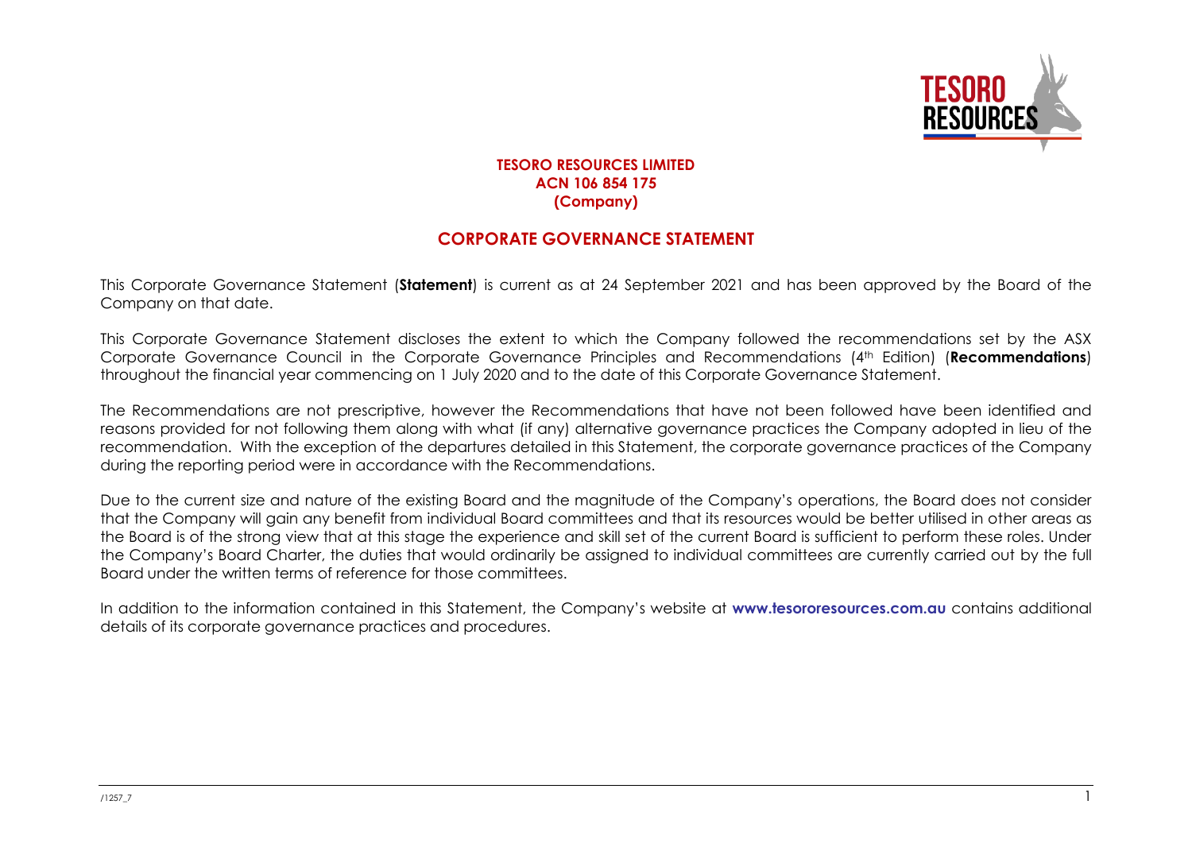**TESORO RESOURCES LIMITED**
**ACN 106 854 175**
**(Company)**

# CORPORATE GOVERNANCE STATEMENT

This Corporate Governance Statement (**Statement**) is current as at 24 September 2021 and has been approved by the Board of the Company on that date.

This Corporate Governance Statement discloses the extent to which the Company followed the recommendations set by the ASX Corporate Governance Council in the Corporate Governance Principles and Recommendations (4th Edition) (**Recommendations**) throughout the financial year commencing on 1 July 2020 and to the date of this Corporate Governance Statement.

The Recommendations are not prescriptive, however the Recommendations that have not been followed have been identified and reasons provided for not following them along with what (if any) alternative governance practices the Company adopted in lieu of the recommendation. With the exception of the departures detailed in this Statement, the corporate governance practices of the Company during the reporting period were in accordance with the Recommendations.

Due to the current size and nature of the existing Board and the magnitude of the Company's operations, the Board does not consider that the Company will gain any benefit from individual Board committees and that its resources would be better utilised in other areas as the Board is of the strong view that at this stage the experience and skill set of the current Board is sufficient to perform these roles. Under the Company's Board Charter, the duties that would ordinarily be assigned to individual committees are currently carried out by the full Board under the written terms of reference for those committees.

In addition to the information contained in this Statement, the Company's website at **www.tesororesources.com.au** contains additional details of its corporate governance practices and procedures.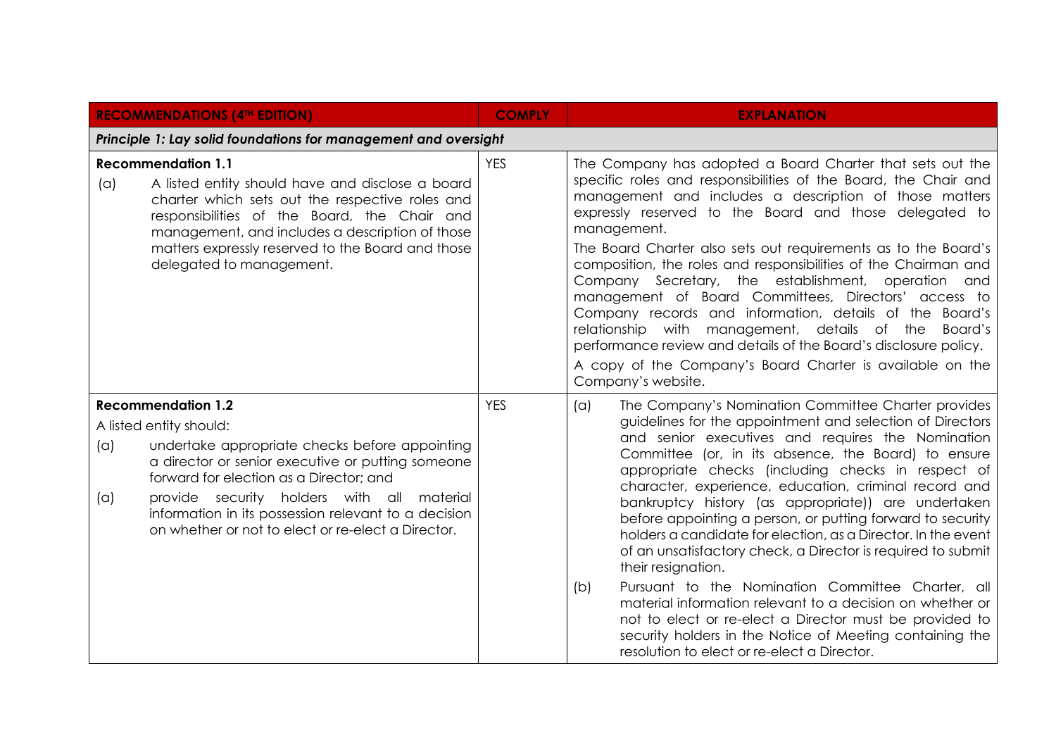| RECOMMENDATIONS (4TH EDITION) | COMPLY | EXPLANATION |
|---|---|---|
| ***Principle 1: Lay solid foundations for management and oversight*** | | |
| **Recommendation 1.1**<br>(a) A listed entity should have and disclose a board charter which sets out the respective roles and responsibilities of the Board, the Chair and management, and includes a description of those matters expressly reserved to the Board and those delegated to management. | YES | The Company has adopted a Board Charter that sets out the specific roles and responsibilities of the Board, the Chair and management and includes a description of those matters expressly reserved to the Board and those delegated to management.<br>The Board Charter also sets out requirements as to the Board's composition, the roles and responsibilities of the Chairman and Company Secretary, the establishment, operation and management of Board Committees, Directors' access to Company records and information, details of the Board's relationship with management, details of the Board's performance review and details of the Board's disclosure policy.<br>A copy of the Company's Board Charter is available on the Company's website. |
| **Recommendation 1.2**<br>A listed entity should:<br>(a) undertake appropriate checks before appointing a director or senior executive or putting someone forward for election as a Director; and<br>(a) provide security holders with all material information in its possession relevant to a decision on whether or not to elect or re-elect a Director. | YES | (a) The Company's Nomination Committee Charter provides guidelines for the appointment and selection of Directors and senior executives and requires the Nomination Committee (or, in its absence, the Board) to ensure appropriate checks (including checks in respect of character, experience, education, criminal record and bankruptcy history (as appropriate)) are undertaken before appointing a person, or putting forward to security holders a candidate for election, as a Director. In the event of an unsatisfactory check, a Director is required to submit their resignation.<br>(b) Pursuant to the Nomination Committee Charter, all material information relevant to a decision on whether or not to elect or re-elect a Director must be provided to security holders in the Notice of Meeting containing the resolution to elect or re-elect a Director. |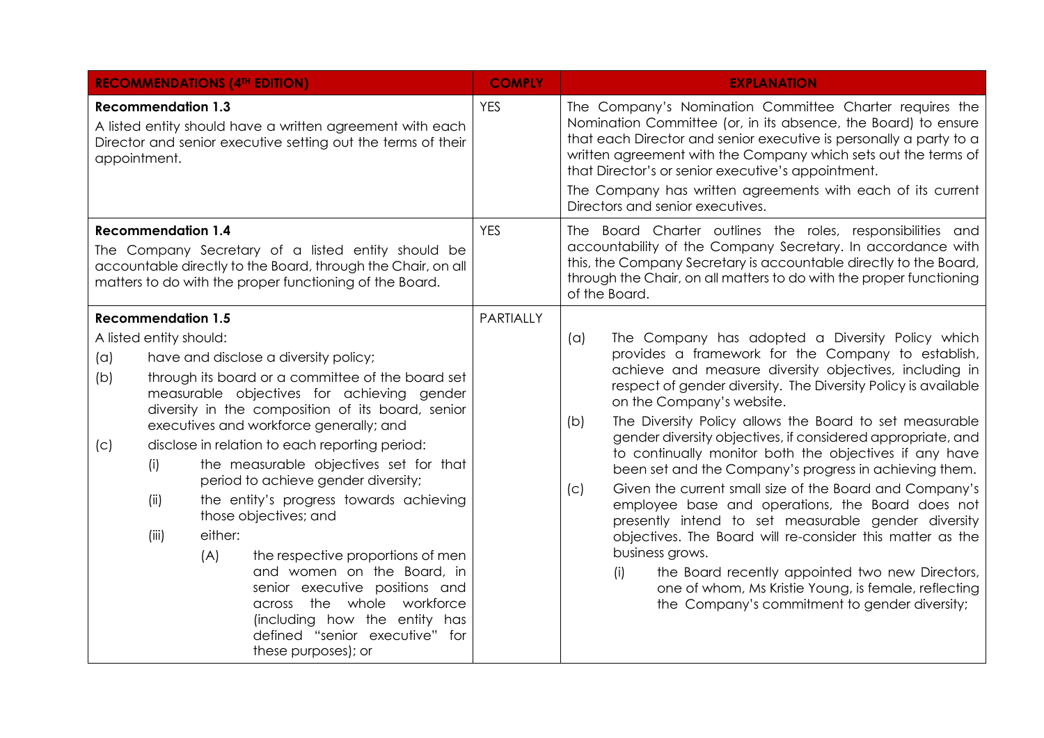| RECOMMENDATIONS (4TH EDITION) | COMPLY | EXPLANATION |
| --- | --- | --- |
| **Recommendation 1.3**<br>A listed entity should have a written agreement with each Director and senior executive setting out the terms of their appointment. | YES | The Company's Nomination Committee Charter requires the Nomination Committee (or, in its absence, the Board) to ensure that each Director and senior executive is personally a party to a written agreement with the Company which sets out the terms of that Director's or senior executive's appointment.<br>The Company has written agreements with each of its current Directors and senior executives. |
| **Recommendation 1.4**<br>The Company Secretary of a listed entity should be accountable directly to the Board, through the Chair, on all matters to do with the proper functioning of the Board. | YES | The Board Charter outlines the roles, responsibilities and accountability of the Company Secretary. In accordance with this, the Company Secretary is accountable directly to the Board, through the Chair, on all matters to do with the proper functioning of the Board. |
| **Recommendation 1.5**<br>A listed entity should:<br>(a) have and disclose a diversity policy;<br>(b) through its board or a committee of the board set measurable objectives for achieving gender diversity in the composition of its board, senior executives and workforce generally; and<br>(c) disclose in relation to each reporting period:<br>(i) the measurable objectives set for that period to achieve gender diversity;<br>(ii) the entity's progress towards achieving those objectives; and<br>(iii) either:<br>(A) the respective proportions of men and women on the Board, in senior executive positions and across the whole workforce (including how the entity has defined "senior executive" for these purposes); or | PARTIALLY | (a) The Company has adopted a Diversity Policy which provides a framework for the Company to establish, achieve and measure diversity objectives, including in respect of gender diversity. The Diversity Policy is available on the Company's website.<br>(b) The Diversity Policy allows the Board to set measurable gender diversity objectives, if considered appropriate, and to continually monitor both the objectives if any have been set and the Company's progress in achieving them.<br>(c) Given the current small size of the Board and Company's employee base and operations, the Board does not presently intend to set measurable gender diversity objectives. The Board will re-consider this matter as the business grows.<br>(i) the Board recently appointed two new Directors, one of whom, Ms Kristie Young, is female, reflecting the Company's commitment to gender diversity; |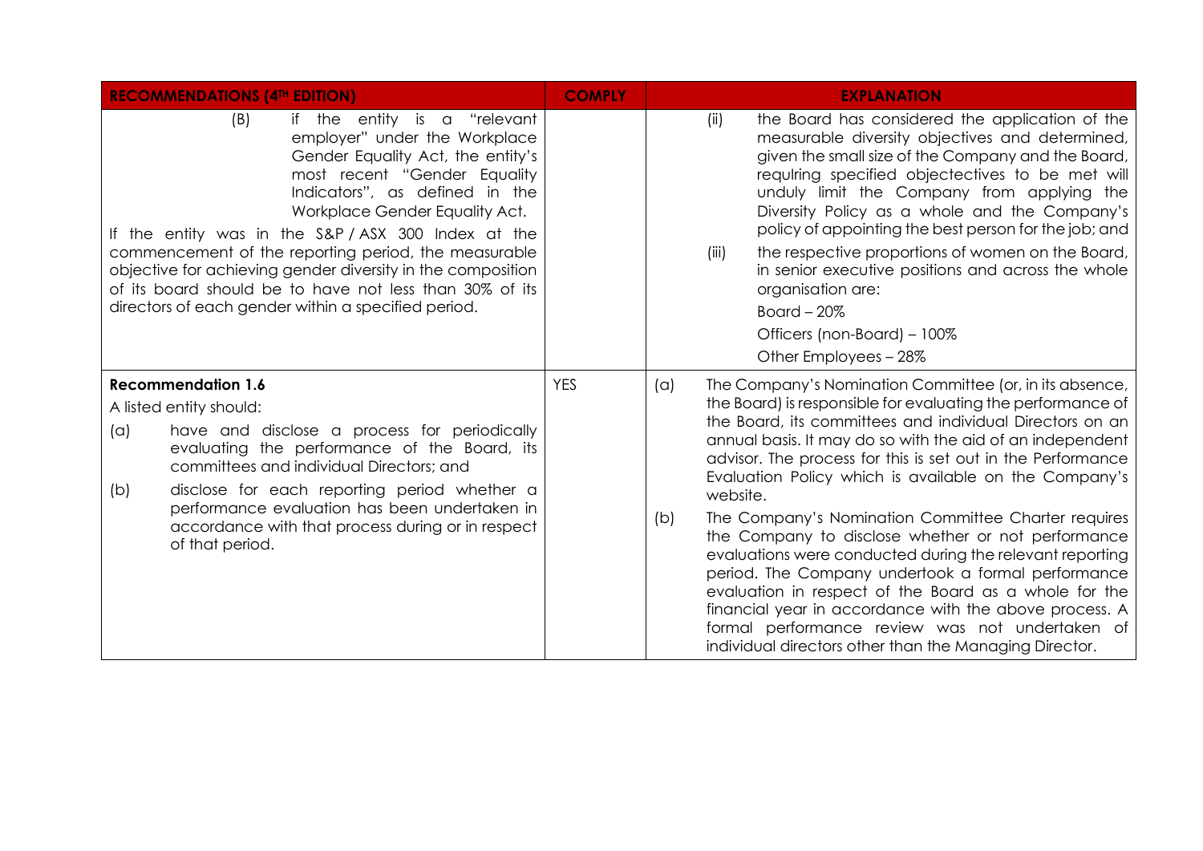| RECOMMENDATIONS (4TH EDITION) | COMPLY | EXPLANATION |
| --- | --- | --- |
| (B) if the entity is a "relevant employer" under the Workplace Gender Equality Act, the entity's most recent "Gender Equality Indicators", as defined in the Workplace Gender Equality Act.<br><br>If the entity was in the S&P / ASX 300 Index at the commencement of the reporting period, the measurable objective for achieving gender diversity in the composition of its board should be to have not less than 30% of its directors of each gender within a specified period. | | (ii) the Board has considered the application of the measurable diversity objectives and determined, given the small size of the Company and the Board, requlring specified objectectives to be met will unduly limit the Company from applying the Diversity Policy as a whole and the Company's policy of appointing the best person for the job; and<br><br>(iii) the respective proportions of women on the Board, in senior executive positions and across the whole organisation are:<br>Board – 20%<br>Officers (non-Board) – 100%<br>Other Employees – 28% |
| **Recommendation 1.6**<br>A listed entity should:<br>(a) have and disclose a process for periodically evaluating the performance of the Board, its committees and individual Directors; and<br>(b) disclose for each reporting period whether a performance evaluation has been undertaken in accordance with that process during or in respect of that period. | YES | (a) The Company's Nomination Committee (or, in its absence, the Board) is responsible for evaluating the performance of the Board, its committees and individual Directors on an annual basis. It may do so with the aid of an independent advisor. The process for this is set out in the Performance Evaluation Policy which is available on the Company's website.<br><br>(b) The Company's Nomination Committee Charter requires the Company to disclose whether or not performance evaluations were conducted during the relevant reporting period. The Company undertook a formal performance evaluation in respect of the Board as a whole for the financial year in accordance with the above process. A formal performance review was not undertaken of individual directors other than the Managing Director. |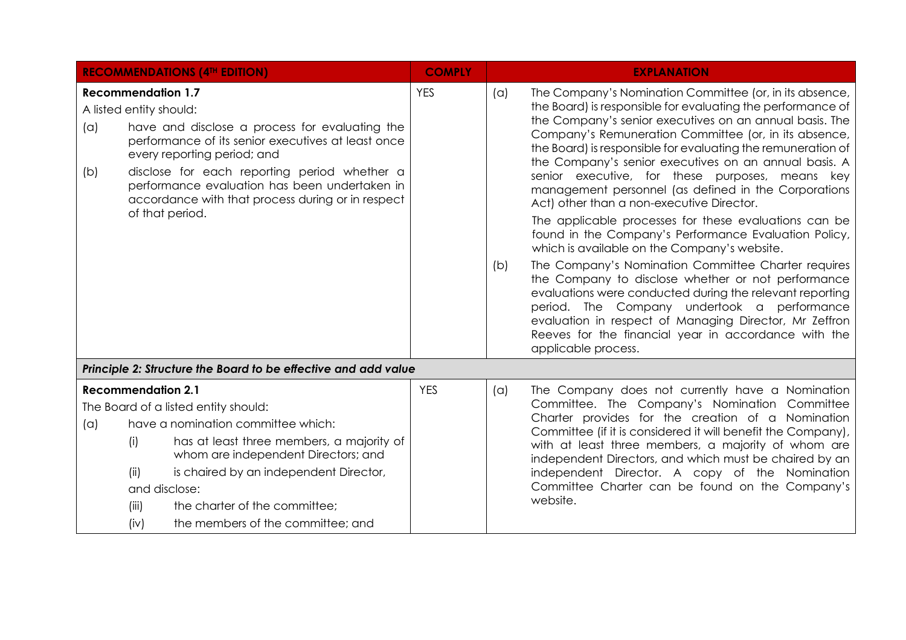| RECOMMENDATIONS (4TH EDITION) | COMPLY | EXPLANATION |
|---|---|---|
| **Recommendation 1.7**<br>A listed entity should:<br>(a) have and disclose a process for evaluating the performance of its senior executives at least once every reporting period; and<br>(b) disclose for each reporting period whether a performance evaluation has been undertaken in accordance with that process during or in respect of that period. | YES | (a) The Company's Nomination Committee (or, in its absence, the Board) is responsible for evaluating the performance of the Company's senior executives on an annual basis. The Company's Remuneration Committee (or, in its absence, the Board) is responsible for evaluating the remuneration of the Company's senior executives on an annual basis. A senior executive, for these purposes, means key management personnel (as defined in the Corporations Act) other than a non-executive Director.<br>The applicable processes for these evaluations can be found in the Company's Performance Evaluation Policy, which is available on the Company's website.<br>(b) The Company's Nomination Committee Charter requires the Company to disclose whether or not performance evaluations were conducted during the relevant reporting period. The Company undertook a performance evaluation in respect of Managing Director, Mr Zeffron Reeves for the financial year in accordance with the applicable process. |
| ***Principle 2: Structure the Board to be effective and add value*** | | |
| **Recommendation 2.1**<br>The Board of a listed entity should:<br>(a) have a nomination committee which:<br>(i) has at least three members, a majority of whom are independent Directors; and<br>(ii) is chaired by an independent Director,<br>and disclose:<br>(iii) the charter of the committee;<br>(iv) the members of the committee; and | YES | (a) The Company does not currently have a Nomination Committee. The Company's Nomination Committee Charter provides for the creation of a Nomination Committee (if it is considered it will benefit the Company), with at least three members, a majority of whom are independent Directors, and which must be chaired by an independent Director. A copy of the Nomination Committee Charter can be found on the Company's website. |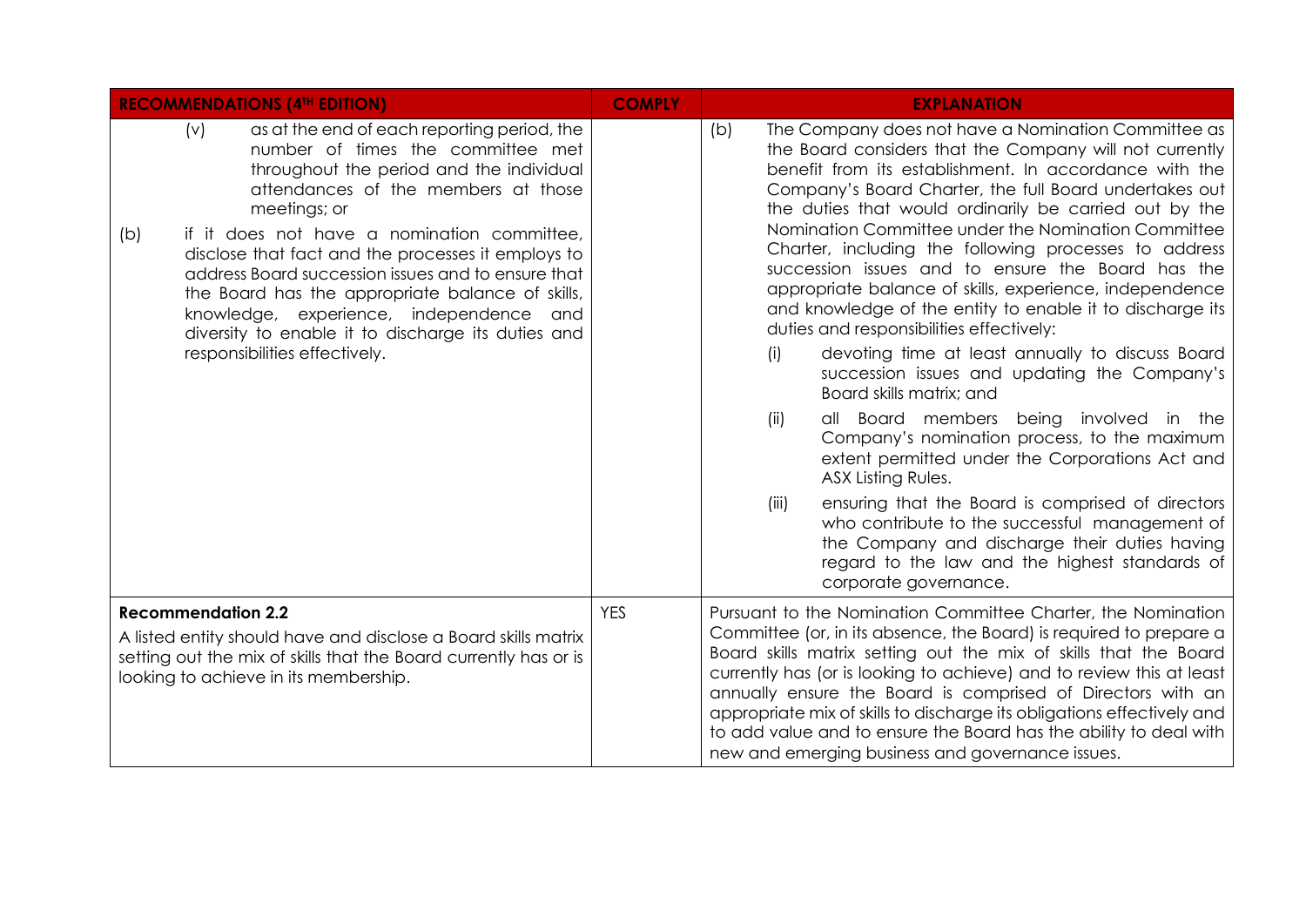| RECOMMENDATIONS (4TH EDITION) | COMPLY | EXPLANATION |
|---|---|---|
| (v) as at the end of each reporting period, the number of times the committee met throughout the period and the individual attendances of the members at those meetings; or<br><br>(b) if it does not have a nomination committee, disclose that fact and the processes it employs to address Board succession issues and to ensure that the Board has the appropriate balance of skills, knowledge, experience, independence and diversity to enable it to discharge its duties and responsibilities effectively. | | (b) The Company does not have a Nomination Committee as the Board considers that the Company will not currently benefit from its establishment. In accordance with the Company's Board Charter, the full Board undertakes out the duties that would ordinarily be carried out by the Nomination Committee under the Nomination Committee Charter, including the following processes to address succession issues and to ensure the Board has the appropriate balance of skills, experience, independence and knowledge of the entity to enable it to discharge its duties and responsibilities effectively:<br><br>(i) devoting time at least annually to discuss Board succession issues and updating the Company's Board skills matrix; and<br><br>(ii) all Board members being involved in the Company's nomination process, to the maximum extent permitted under the Corporations Act and ASX Listing Rules.<br><br>(iii) ensuring that the Board is comprised of directors who contribute to the successful management of the Company and discharge their duties having regard to the law and the highest standards of corporate governance. |
| **Recommendation 2.2**<br>A listed entity should have and disclose a Board skills matrix setting out the mix of skills that the Board currently has or is looking to achieve in its membership. | YES | Pursuant to the Nomination Committee Charter, the Nomination Committee (or, in its absence, the Board) is required to prepare a Board skills matrix setting out the mix of skills that the Board currently has (or is looking to achieve) and to review this at least annually ensure the Board is comprised of Directors with an appropriate mix of skills to discharge its obligations effectively and to add value and to ensure the Board has the ability to deal with new and emerging business and governance issues. |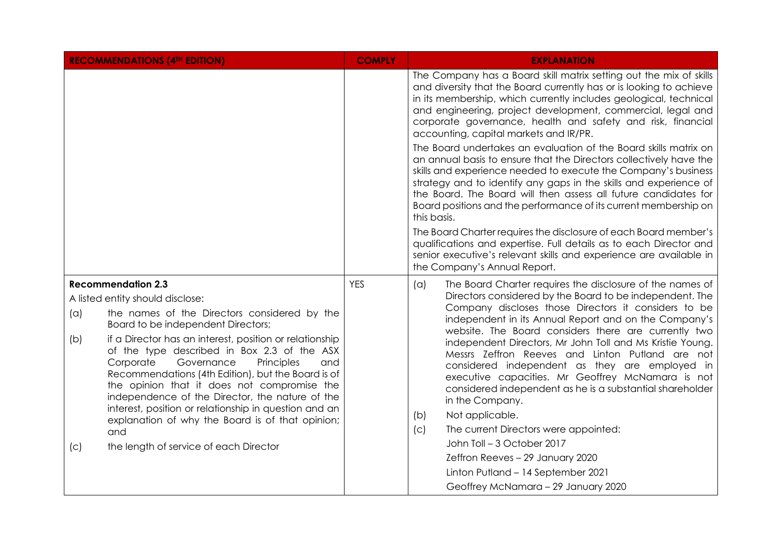| RECOMMENDATIONS (4TH EDITION) | COMPLY | EXPLANATION |
| --- | --- | --- |
| | | The Company has a Board skill matrix setting out the mix of skills and diversity that the Board currently has or is looking to achieve in its membership, which currently includes geological, technical and engineering, project development, commercial, legal and corporate governance, health and safety and risk, financial accounting, capital markets and IR/PR.<br><br>The Board undertakes an evaluation of the Board skills matrix on an annual basis to ensure that the Directors collectively have the skills and experience needed to execute the Company's business strategy and to identify any gaps in the skills and experience of the Board. The Board will then assess all future candidates for Board positions and the performance of its current membership on this basis.<br><br>The Board Charter requires the disclosure of each Board member's qualifications and expertise. Full details as to each Director and senior executive's relevant skills and experience are available in the Company's Annual Report. |
| **Recommendation 2.3**<br><br>A listed entity should disclose:<br><br>(a) the names of the Directors considered by the Board to be independent Directors;<br><br>(b) if a Director has an interest, position or relationship of the type described in Box 2.3 of the ASX Corporate Governance Principles and Recommendations (4th Edition), but the Board is of the opinion that it does not compromise the independence of the Director, the nature of the interest, position or relationship in question and an explanation of why the Board is of that opinion; and<br><br>(c) the length of service of each Director | YES | (a) The Board Charter requires the disclosure of the names of Directors considered by the Board to be independent. The Company discloses those Directors it considers to be independent in its Annual Report and on the Company's website. The Board considers there are currently two independent Directors, Mr John Toll and Ms Kristie Young. Messrs Zeffron Reeves and Linton Putland are not considered independent as they are employed in executive capacities. Mr Geoffrey McNamara is not considered independent as he is a substantial shareholder in the Company.<br><br>(b) Not applicable.<br><br>(c) The current Directors were appointed:<br><br>John Toll – 3 October 2017<br><br>Zeffron Reeves – 29 January 2020<br><br>Linton Putland – 14 September 2021<br><br>Geoffrey McNamara – 29 January 2020 |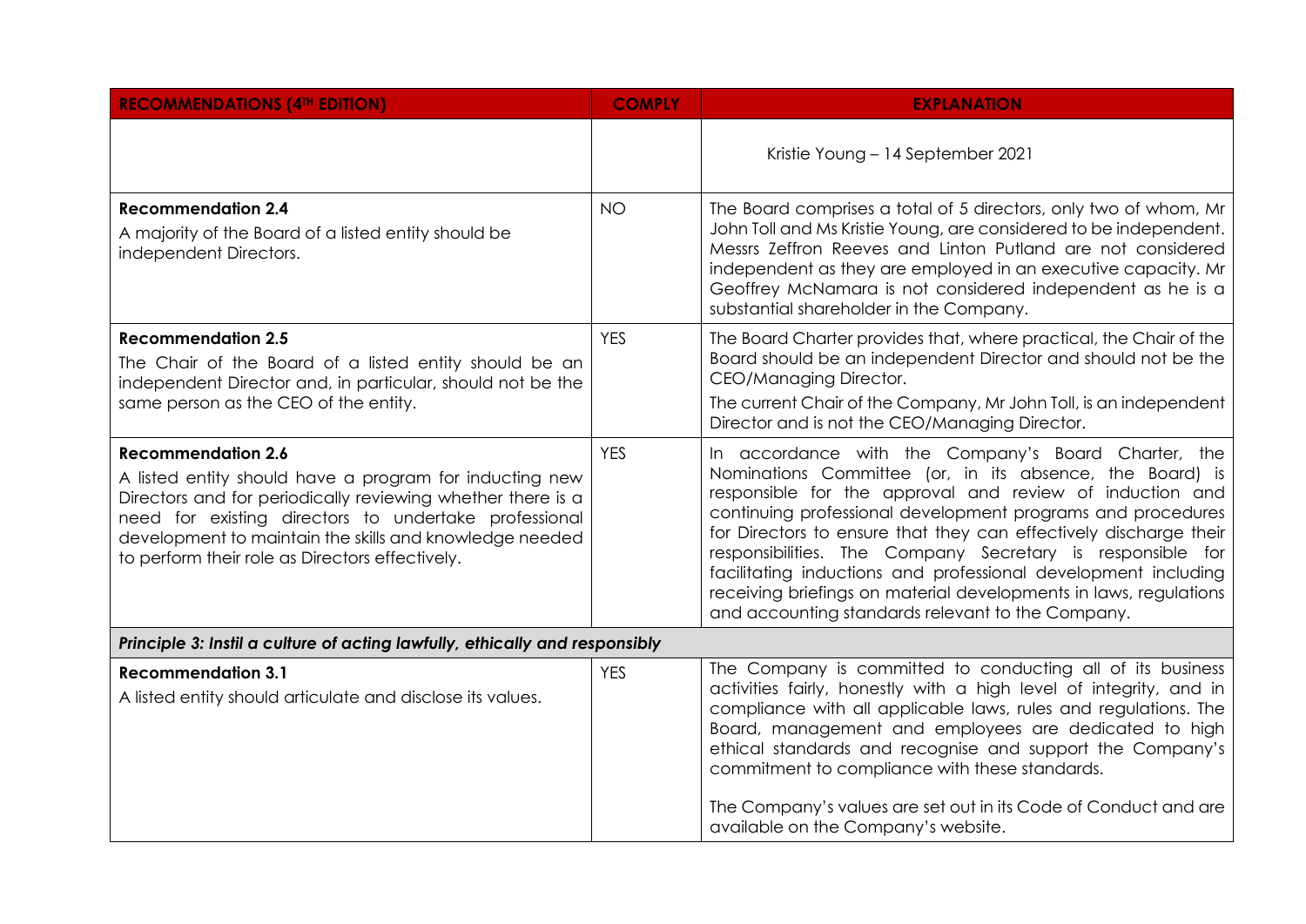| RECOMMENDATIONS (4TH EDITION) | COMPLY | EXPLANATION |
| --- | --- | --- |
| | | Kristie Young – 14 September 2021 |
| **Recommendation 2.4**<br>A majority of the Board of a listed entity should be independent Directors. | NO | The Board comprises a total of 5 directors, only two of whom, Mr John Toll and Ms Kristie Young, are considered to be independent. Messrs Zeffron Reeves and Linton Putland are not considered independent as they are employed in an executive capacity. Mr Geoffrey McNamara is not considered independent as he is a substantial shareholder in the Company. |
| **Recommendation 2.5**<br>The Chair of the Board of a listed entity should be an independent Director and, in particular, should not be the same person as the CEO of the entity. | YES | The Board Charter provides that, where practical, the Chair of the Board should be an independent Director and should not be the CEO/Managing Director.<br>The current Chair of the Company, Mr John Toll, is an independent Director and is not the CEO/Managing Director. |
| **Recommendation 2.6**<br>A listed entity should have a program for inducting new Directors and for periodically reviewing whether there is a need for existing directors to undertake professional development to maintain the skills and knowledge needed to perform their role as Directors effectively. | YES | In accordance with the Company's Board Charter, the Nominations Committee (or, in its absence, the Board) is responsible for the approval and review of induction and continuing professional development programs and procedures for Directors to ensure that they can effectively discharge their responsibilities. The Company Secretary is responsible for facilitating inductions and professional development including receiving briefings on material developments in laws, regulations and accounting standards relevant to the Company. |
| ***Principle 3: Instil a culture of acting lawfully, ethically and responsibly*** | | |
| **Recommendation 3.1**<br>A listed entity should articulate and disclose its values. | YES | The Company is committed to conducting all of its business activities fairly, honestly with a high level of integrity, and in compliance with all applicable laws, rules and regulations. The Board, management and employees are dedicated to high ethical standards and recognise and support the Company's commitment to compliance with these standards.<br><br>The Company's values are set out in its Code of Conduct and are available on the Company's website. |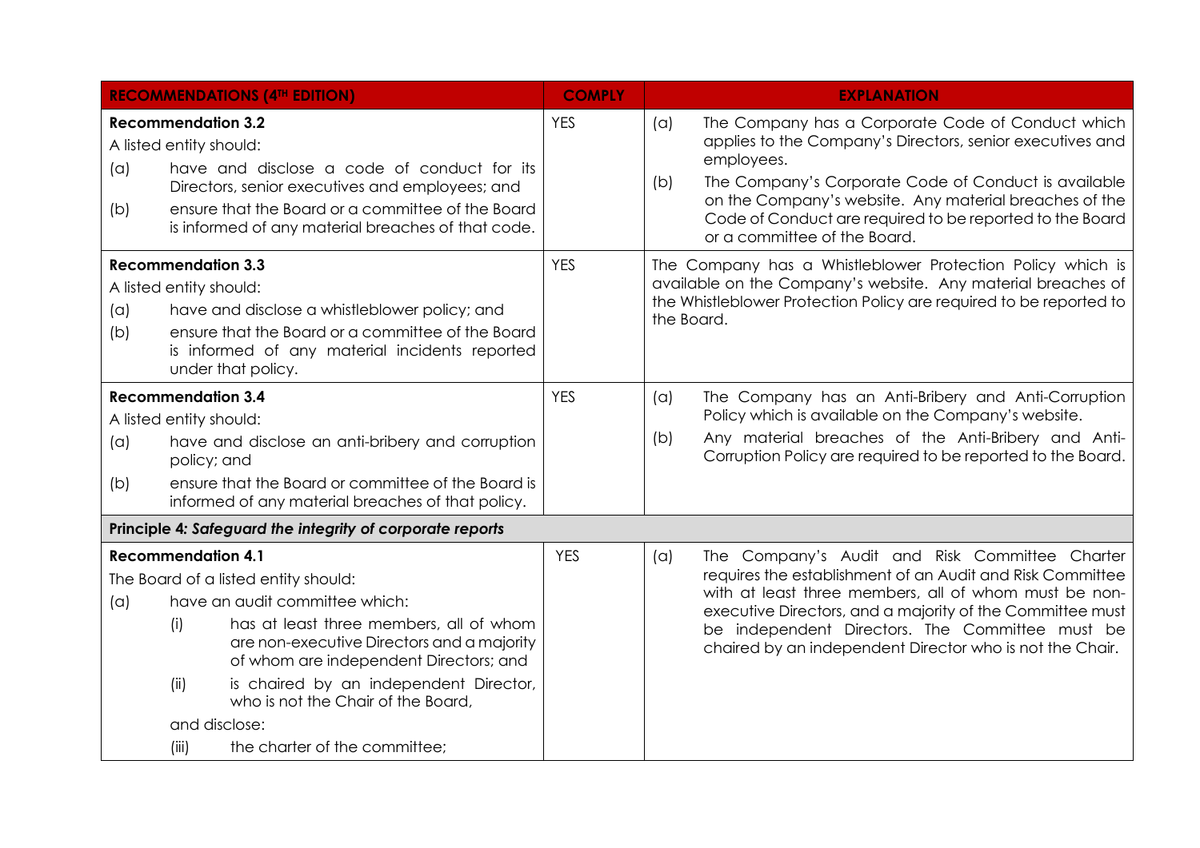| RECOMMENDATIONS (4TH EDITION) | COMPLY | EXPLANATION |
|---|---|---|
| **Recommendation 3.2**<br>A listed entity should:<br>(a) have and disclose a code of conduct for its Directors, senior executives and employees; and<br>(b) ensure that the Board or a committee of the Board is informed of any material breaches of that code. | YES | (a) The Company has a Corporate Code of Conduct which applies to the Company's Directors, senior executives and employees.<br>(b) The Company's Corporate Code of Conduct is available on the Company's website. Any material breaches of the Code of Conduct are required to be reported to the Board or a committee of the Board. |
| **Recommendation 3.3**<br>A listed entity should:<br>(a) have and disclose a whistleblower policy; and<br>(b) ensure that the Board or a committee of the Board is informed of any material incidents reported under that policy. | YES | The Company has a Whistleblower Protection Policy which is available on the Company's website. Any material breaches of the Whistleblower Protection Policy are required to be reported to the Board. |
| **Recommendation 3.4**<br>A listed entity should:<br>(a) have and disclose an anti-bribery and corruption policy; and<br>(b) ensure that the Board or committee of the Board is informed of any material breaches of that policy. | YES | (a) The Company has an Anti-Bribery and Anti-Corruption Policy which is available on the Company's website.<br>(b) Any material breaches of the Anti-Bribery and Anti-Corruption Policy are required to be reported to the Board. |
| **Principle 4: *Safeguard the integrity of corporate reports*** | | |
| **Recommendation 4.1**<br>The Board of a listed entity should:<br>(a) have an audit committee which:<br>(i) has at least three members, all of whom are non-executive Directors and a majority of whom are independent Directors; and<br>(ii) is chaired by an independent Director, who is not the Chair of the Board,<br>and disclose:<br>(iii) the charter of the committee; | YES | (a) The Company's Audit and Risk Committee Charter requires the establishment of an Audit and Risk Committee with at least three members, all of whom must be non-executive Directors, and a majority of the Committee must be independent Directors. The Committee must be chaired by an independent Director who is not the Chair. |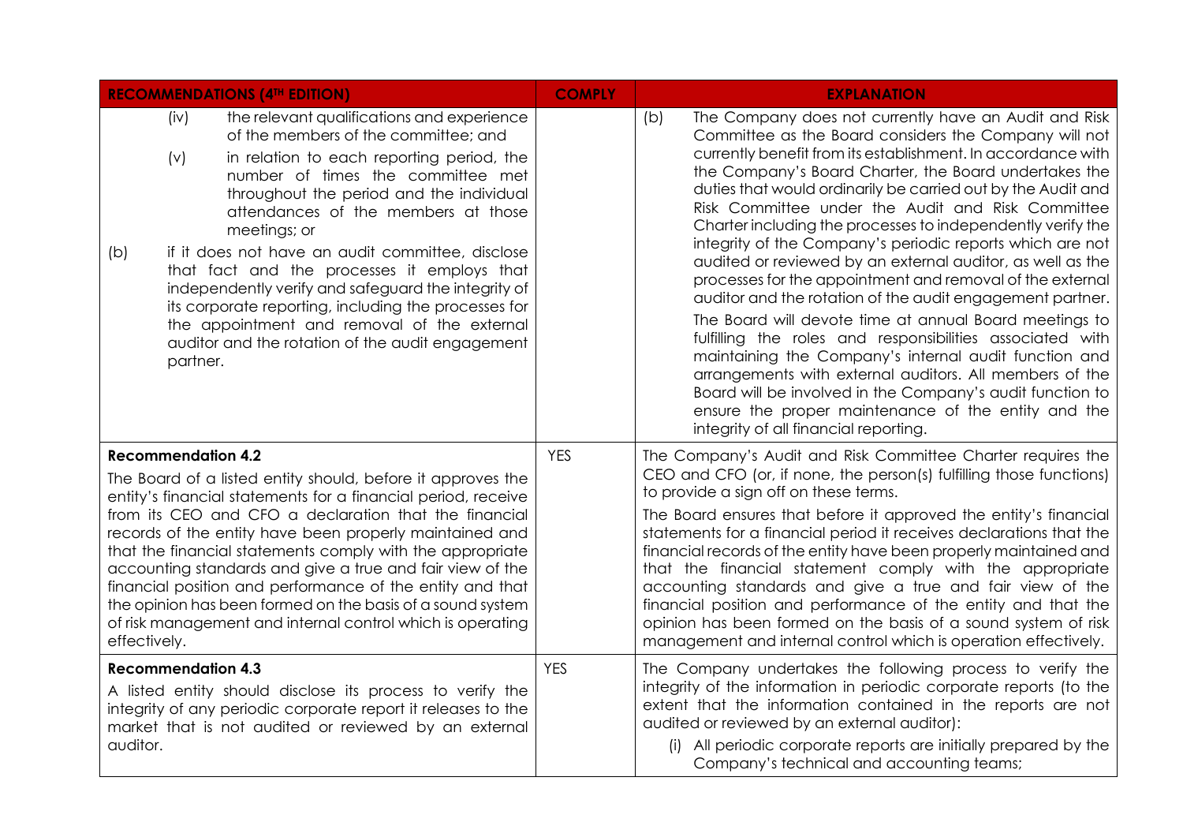| RECOMMENDATIONS (4TH EDITION) | COMPLY | EXPLANATION |
|---|---|---|
| (iv) the relevant qualifications and experience of the members of the committee; and<br>(v) in relation to each reporting period, the number of times the committee met throughout the period and the individual attendances of the members at those meetings; or<br>(b) if it does not have an audit committee, disclose that fact and the processes it employs that independently verify and safeguard the integrity of its corporate reporting, including the processes for the appointment and removal of the external auditor and the rotation of the audit engagement partner. | | (b) The Company does not currently have an Audit and Risk Committee as the Board considers the Company will not currently benefit from its establishment. In accordance with the Company's Board Charter, the Board undertakes the duties that would ordinarily be carried out by the Audit and Risk Committee under the Audit and Risk Committee Charter including the processes to independently verify the integrity of the Company's periodic reports which are not audited or reviewed by an external auditor, as well as the processes for the appointment and removal of the external auditor and the rotation of the audit engagement partner.<br>The Board will devote time at annual Board meetings to fulfilling the roles and responsibilities associated with maintaining the Company's internal audit function and arrangements with external auditors. All members of the Board will be involved in the Company's audit function to ensure the proper maintenance of the entity and the integrity of all financial reporting. |
| **Recommendation 4.2**<br>The Board of a listed entity should, before it approves the entity's financial statements for a financial period, receive from its CEO and CFO a declaration that the financial records of the entity have been properly maintained and that the financial statements comply with the appropriate accounting standards and give a true and fair view of the financial position and performance of the entity and that the opinion has been formed on the basis of a sound system of risk management and internal control which is operating effectively. | YES | The Company's Audit and Risk Committee Charter requires the CEO and CFO (or, if none, the person(s) fulfilling those functions) to provide a sign off on these terms.<br>The Board ensures that before it approved the entity's financial statements for a financial period it receives declarations that the financial records of the entity have been properly maintained and that the financial statement comply with the appropriate accounting standards and give a true and fair view of the financial position and performance of the entity and that the opinion has been formed on the basis of a sound system of risk management and internal control which is operation effectively. |
| **Recommendation 4.3**<br>A listed entity should disclose its process to verify the integrity of any periodic corporate report it releases to the market that is not audited or reviewed by an external auditor. | YES | The Company undertakes the following process to verify the integrity of the information in periodic corporate reports (to the extent that the information contained in the reports are not audited or reviewed by an external auditor):<br>(i) All periodic corporate reports are initially prepared by the Company's technical and accounting teams; |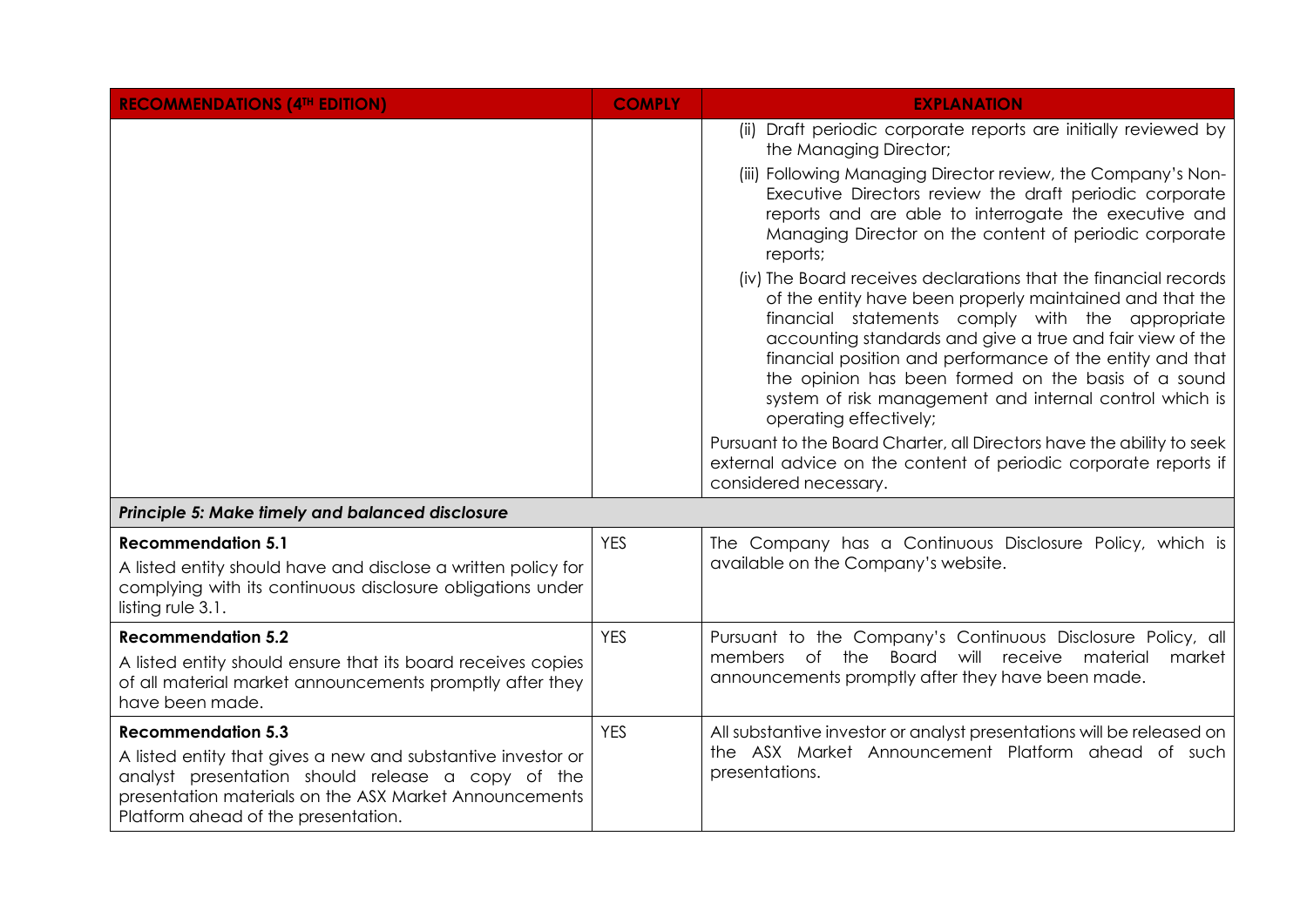| RECOMMENDATIONS (4TH EDITION) | COMPLY | EXPLANATION |
|---|---|---|
| | | (ii) Draft periodic corporate reports are initially reviewed by the Managing Director;<br>(iii) Following Managing Director review, the Company's Non-Executive Directors review the draft periodic corporate reports and are able to interrogate the executive and Managing Director on the content of periodic corporate reports;<br>(iv) The Board receives declarations that the financial records of the entity have been properly maintained and that the financial statements comply with the appropriate accounting standards and give a true and fair view of the financial position and performance of the entity and that the opinion has been formed on the basis of a sound system of risk management and internal control which is operating effectively;<br>Pursuant to the Board Charter, all Directors have the ability to seek external advice on the content of periodic corporate reports if considered necessary. |
| ***Principle 5: Make timely and balanced disclosure*** | | |
| **Recommendation 5.1**<br>A listed entity should have and disclose a written policy for complying with its continuous disclosure obligations under listing rule 3.1. | YES | The Company has a Continuous Disclosure Policy, which is available on the Company's website. |
| **Recommendation 5.2**<br>A listed entity should ensure that its board receives copies of all material market announcements promptly after they have been made. | YES | Pursuant to the Company's Continuous Disclosure Policy, all members of the Board will receive material market announcements promptly after they have been made. |
| **Recommendation 5.3**<br>A listed entity that gives a new and substantive investor or analyst presentation should release a copy of the presentation materials on the ASX Market Announcements Platform ahead of the presentation. | YES | All substantive investor or analyst presentations will be released on the ASX Market Announcement Platform ahead of such presentations. |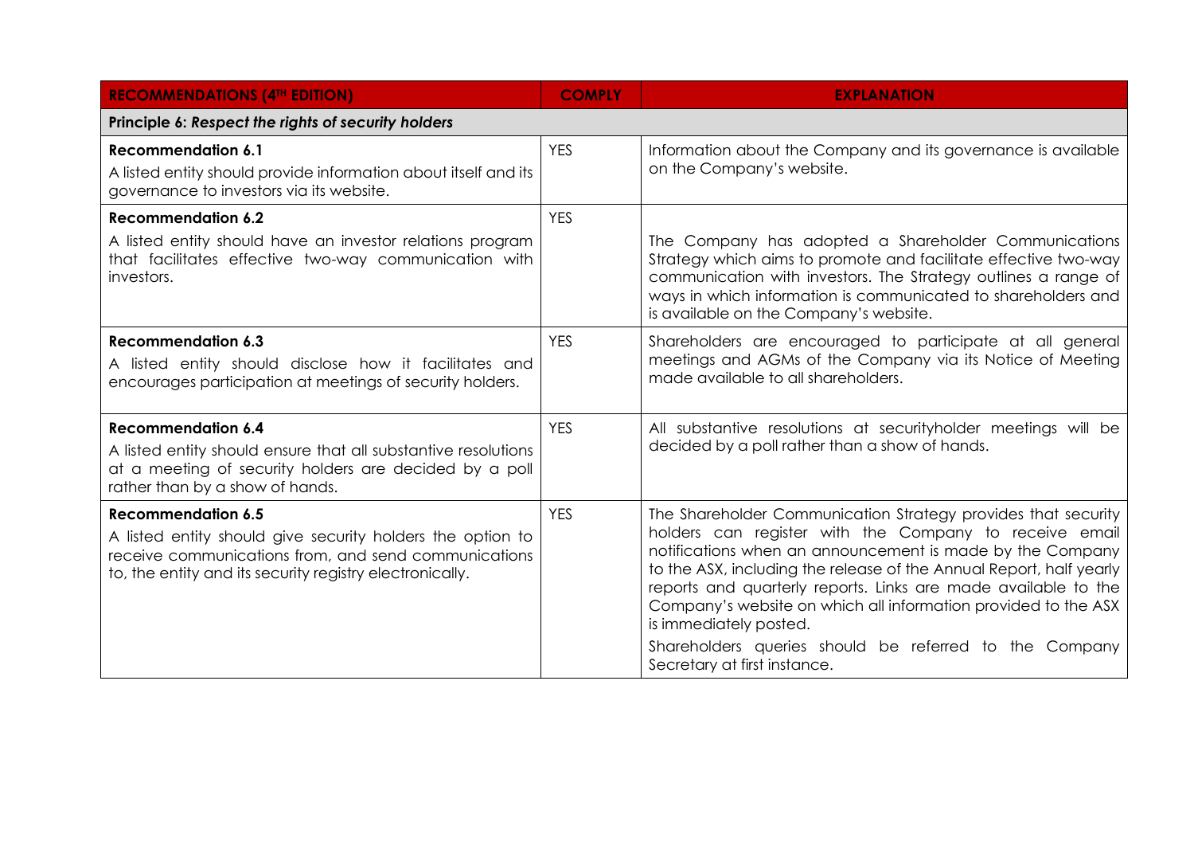| RECOMMENDATIONS (4TH EDITION) | COMPLY | EXPLANATION |
|---|---|---|
| **Principle 6:** ***Respect the rights of security holders*** | | |
| **Recommendation 6.1**<br>A listed entity should provide information about itself and its governance to investors via its website. | YES | Information about the Company and its governance is available on the Company's website. |
| **Recommendation 6.2**<br>A listed entity should have an investor relations program that facilitates effective two-way communication with investors. | YES | The Company has adopted a Shareholder Communications Strategy which aims to promote and facilitate effective two-way communication with investors. The Strategy outlines a range of ways in which information is communicated to shareholders and is available on the Company's website. |
| **Recommendation 6.3**<br>A listed entity should disclose how it facilitates and encourages participation at meetings of security holders. | YES | Shareholders are encouraged to participate at all general meetings and AGMs of the Company via its Notice of Meeting made available to all shareholders. |
| **Recommendation 6.4**<br>A listed entity should ensure that all substantive resolutions at a meeting of security holders are decided by a poll rather than by a show of hands. | YES | All substantive resolutions at securityholder meetings will be decided by a poll rather than a show of hands. |
| **Recommendation 6.5**<br>A listed entity should give security holders the option to receive communications from, and send communications to, the entity and its security registry electronically. | YES | The Shareholder Communication Strategy provides that security holders can register with the Company to receive email notifications when an announcement is made by the Company to the ASX, including the release of the Annual Report, half yearly reports and quarterly reports. Links are made available to the Company's website on which all information provided to the ASX is immediately posted.<br>Shareholders queries should be referred to the Company Secretary at first instance. |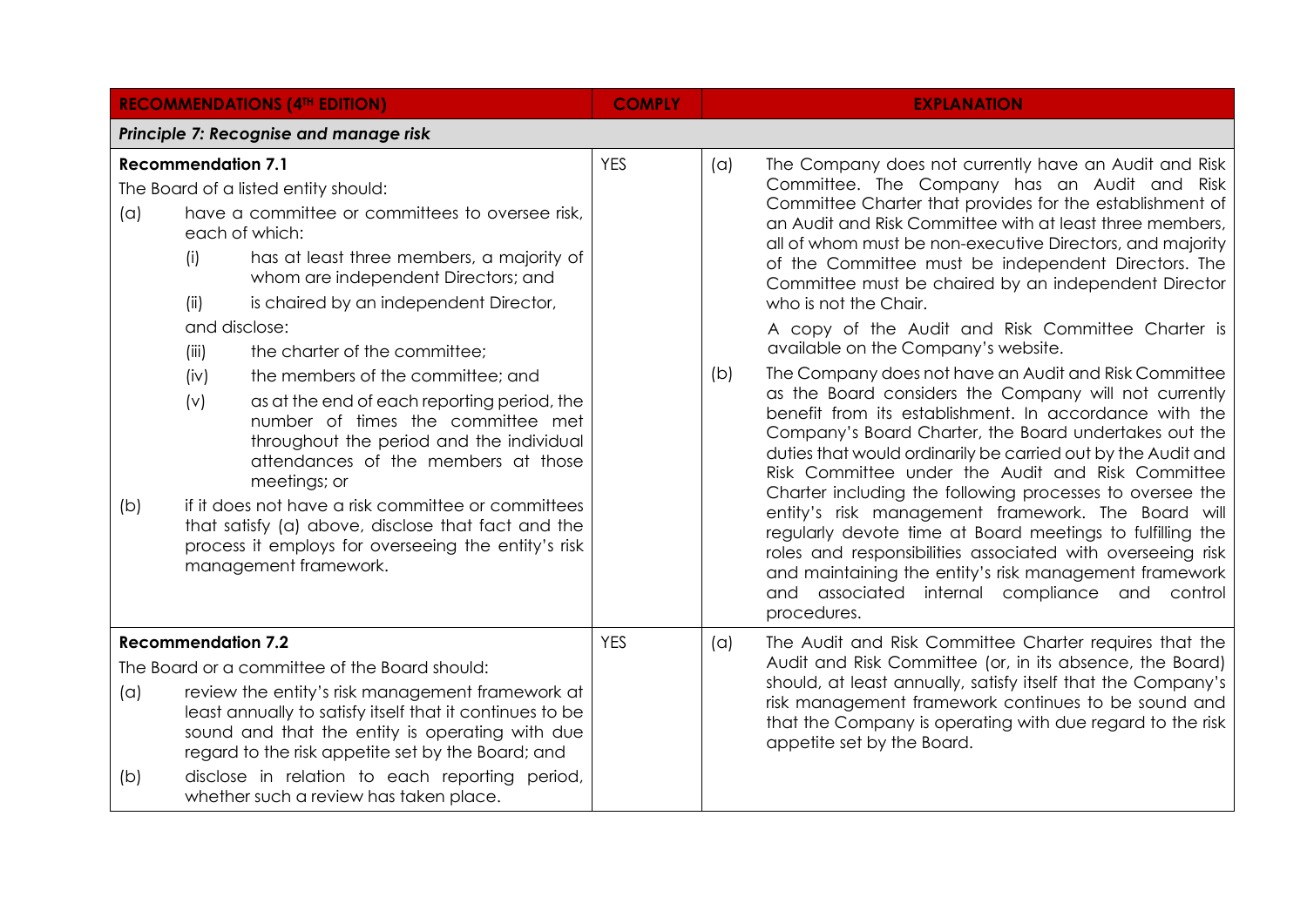| RECOMMENDATIONS (4TH EDITION) | COMPLY | EXPLANATION |
|---|---|---|
| ***Principle 7: Recognise and manage risk*** | | |
| **Recommendation 7.1**<br>The Board of a listed entity should:<br>(a) have a committee or committees to oversee risk, each of which:<br>(i) has at least three members, a majority of whom are independent Directors; and<br>(ii) is chaired by an independent Director,<br>and disclose:<br>(iii) the charter of the committee;<br>(iv) the members of the committee; and<br>(v) as at the end of each reporting period, the number of times the committee met throughout the period and the individual attendances of the members at those meetings; or<br>(b) if it does not have a risk committee or committees that satisfy (a) above, disclose that fact and the process it employs for overseeing the entity's risk management framework. | YES | (a) The Company does not currently have an Audit and Risk Committee. The Company has an Audit and Risk Committee Charter that provides for the establishment of an Audit and Risk Committee with at least three members, all of whom must be non-executive Directors, and majority of the Committee must be independent Directors. The Committee must be chaired by an independent Director who is not the Chair.<br>A copy of the Audit and Risk Committee Charter is available on the Company's website.<br>(b) The Company does not have an Audit and Risk Committee as the Board considers the Company will not currently benefit from its establishment. In accordance with the Company's Board Charter, the Board undertakes out the duties that would ordinarily be carried out by the Audit and Risk Committee under the Audit and Risk Committee Charter including the following processes to oversee the entity's risk management framework. The Board will regularly devote time at Board meetings to fulfilling the roles and responsibilities associated with overseeing risk and maintaining the entity's risk management framework and associated internal compliance and control procedures. |
| **Recommendation 7.2**<br>The Board or a committee of the Board should:<br>(a) review the entity's risk management framework at least annually to satisfy itself that it continues to be sound and that the entity is operating with due regard to the risk appetite set by the Board; and<br>(b) disclose in relation to each reporting period, whether such a review has taken place. | YES | (a) The Audit and Risk Committee Charter requires that the Audit and Risk Committee (or, in its absence, the Board) should, at least annually, satisfy itself that the Company's risk management framework continues to be sound and that the Company is operating with due regard to the risk appetite set by the Board. |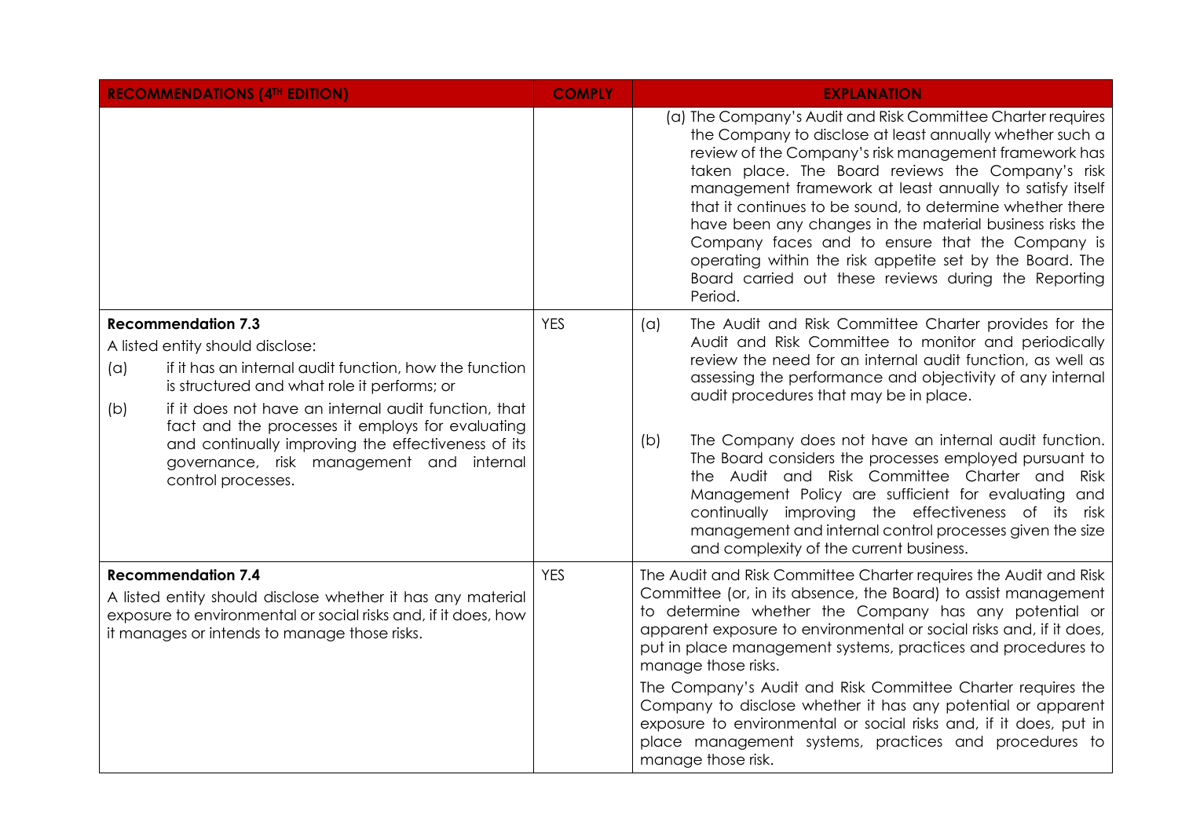| RECOMMENDATIONS (4TH EDITION) | COMPLY | EXPLANATION |
| --- | --- | --- |
| | | (a) The Company's Audit and Risk Committee Charter requires the Company to disclose at least annually whether such a review of the Company's risk management framework has taken place. The Board reviews the Company's risk management framework at least annually to satisfy itself that it continues to be sound, to determine whether there have been any changes in the material business risks the Company faces and to ensure that the Company is operating within the risk appetite set by the Board. The Board carried out these reviews during the Reporting Period. |
| **Recommendation 7.3**<br>A listed entity should disclose:<br>(a) if it has an internal audit function, how the function is structured and what role it performs; or<br>(b) if it does not have an internal audit function, that fact and the processes it employs for evaluating and continually improving the effectiveness of its governance, risk management and internal control processes. | YES | (a) The Audit and Risk Committee Charter provides for the Audit and Risk Committee to monitor and periodically review the need for an internal audit function, as well as assessing the performance and objectivity of any internal audit procedures that may be in place.<br><br>(b) The Company does not have an internal audit function. The Board considers the processes employed pursuant to the Audit and Risk Committee Charter and Risk Management Policy are sufficient for evaluating and continually improving the effectiveness of its risk management and internal control processes given the size and complexity of the current business. |
| **Recommendation 7.4**<br>A listed entity should disclose whether it has any material exposure to environmental or social risks and, if it does, how it manages or intends to manage those risks. | YES | The Audit and Risk Committee Charter requires the Audit and Risk Committee (or, in its absence, the Board) to assist management to determine whether the Company has any potential or apparent exposure to environmental or social risks and, if it does, put in place management systems, practices and procedures to manage those risks.<br><br>The Company's Audit and Risk Committee Charter requires the Company to disclose whether it has any potential or apparent exposure to environmental or social risks and, if it does, put in place management systems, practices and procedures to manage those risk. |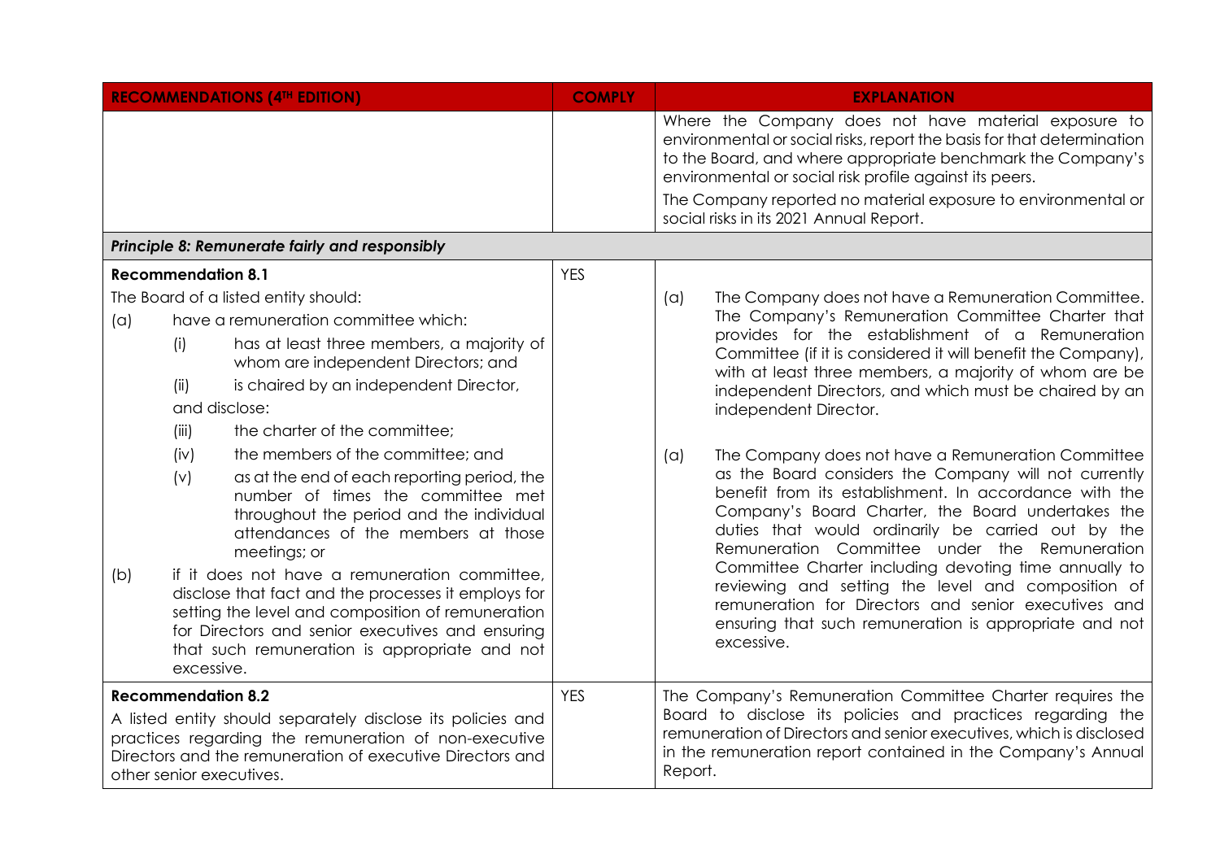| RECOMMENDATIONS (4TH EDITION) | COMPLY | EXPLANATION |
|---|---|---|
| | | Where the Company does not have material exposure to environmental or social risks, report the basis for that determination to the Board, and where appropriate benchmark the Company's environmental or social risk profile against its peers.<br>The Company reported no material exposure to environmental or social risks in its 2021 Annual Report. |
| ***Principle 8: Remunerate fairly and responsibly*** | | |
| **Recommendation 8.1**<br>The Board of a listed entity should:<br>(a) have a remuneration committee which:<br>(i) has at least three members, a majority of whom are independent Directors; and<br>(ii) is chaired by an independent Director,<br>and disclose:<br>(iii) the charter of the committee;<br>(iv) the members of the committee; and<br>(v) as at the end of each reporting period, the number of times the committee met throughout the period and the individual attendances of the members at those meetings; or<br>(b) if it does not have a remuneration committee, disclose that fact and the processes it employs for setting the level and composition of remuneration for Directors and senior executives and ensuring that such remuneration is appropriate and not excessive. | YES | (a) The Company does not have a Remuneration Committee. The Company's Remuneration Committee Charter that provides for the establishment of a Remuneration Committee (if it is considered it will benefit the Company), with at least three members, a majority of whom are be independent Directors, and which must be chaired by an independent Director.<br>(a) The Company does not have a Remuneration Committee as the Board considers the Company will not currently benefit from its establishment. In accordance with the Company's Board Charter, the Board undertakes the duties that would ordinarily be carried out by the Remuneration Committee under the Remuneration Committee Charter including devoting time annually to reviewing and setting the level and composition of remuneration for Directors and senior executives and ensuring that such remuneration is appropriate and not excessive. |
| **Recommendation 8.2**<br>A listed entity should separately disclose its policies and practices regarding the remuneration of non-executive Directors and the remuneration of executive Directors and other senior executives. | YES | The Company's Remuneration Committee Charter requires the Board to disclose its policies and practices regarding the remuneration of Directors and senior executives, which is disclosed in the remuneration report contained in the Company's Annual Report. |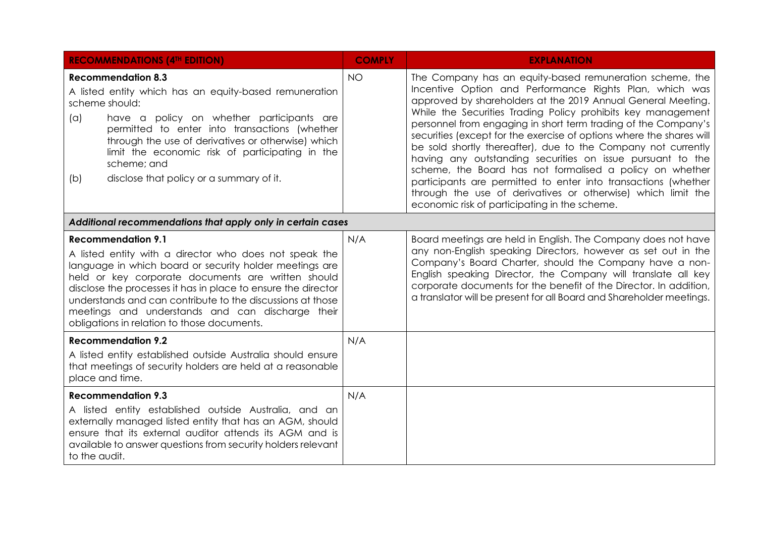| RECOMMENDATIONS (4TH EDITION) | COMPLY | EXPLANATION |
|---|---|---|
| **Recommendation 8.3**<br>A listed entity which has an equity-based remuneration scheme should:<br>(a) have a policy on whether participants are permitted to enter into transactions (whether through the use of derivatives or otherwise) which limit the economic risk of participating in the scheme; and<br>(b) disclose that policy or a summary of it. | NO | The Company has an equity-based remuneration scheme, the Incentive Option and Performance Rights Plan, which was approved by shareholders at the 2019 Annual General Meeting. While the Securities Trading Policy prohibits key management personnel from engaging in short term trading of the Company's securities (except for the exercise of options where the shares will be sold shortly thereafter), due to the Company not currently having any outstanding securities on issue pursuant to the scheme, the Board has not formalised a policy on whether participants are permitted to enter into transactions (whether through the use of derivatives or otherwise) which limit the economic risk of participating in the scheme. |
| ***Additional recommendations that apply only in certain cases*** | | |
| **Recommendation 9.1**<br>A listed entity with a director who does not speak the language in which board or security holder meetings are held or key corporate documents are written should disclose the processes it has in place to ensure the director understands and can contribute to the discussions at those meetings and understands and can discharge their obligations in relation to those documents. | N/A | Board meetings are held in English. The Company does not have any non-English speaking Directors, however as set out in the Company's Board Charter, should the Company have a non-English speaking Director, the Company will translate all key corporate documents for the benefit of the Director. In addition, a translator will be present for all Board and Shareholder meetings. |
| **Recommendation 9.2**<br>A listed entity established outside Australia should ensure that meetings of security holders are held at a reasonable place and time. | N/A | |
| **Recommendation 9.3**<br>A listed entity established outside Australia, and an externally managed listed entity that has an AGM, should ensure that its external auditor attends its AGM and is available to answer questions from security holders relevant to the audit. | N/A | |